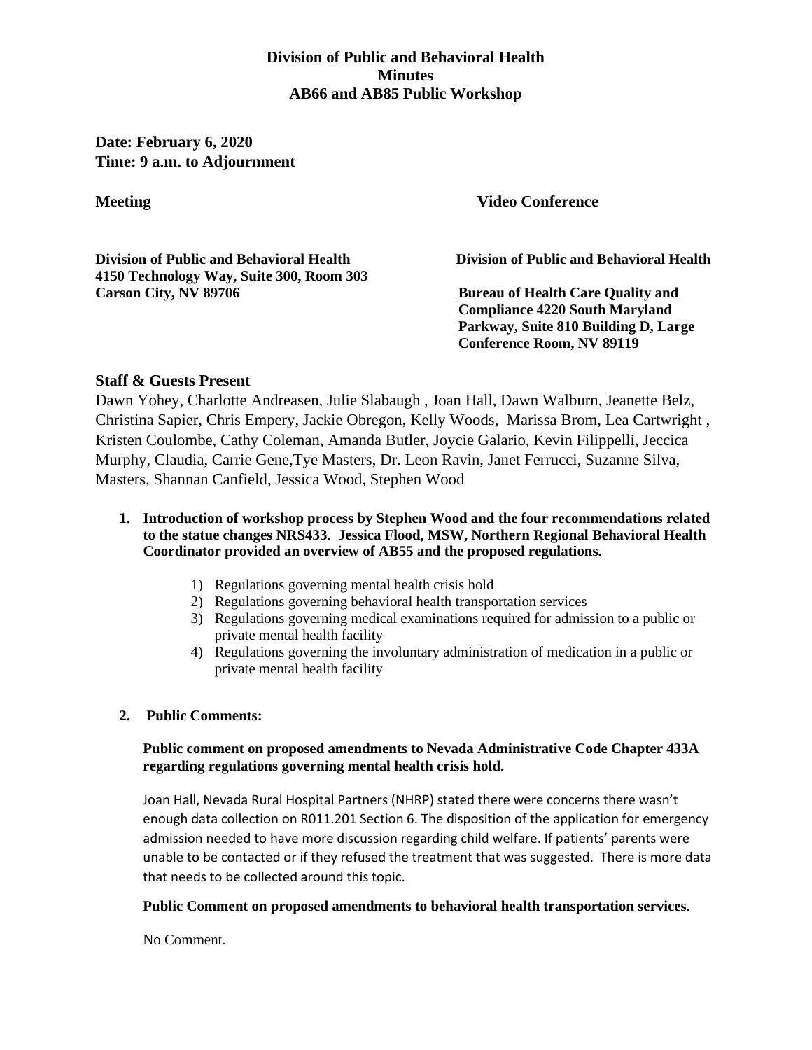**Division of Public and Behavioral Health**
**Minutes**
**AB66 and AB85 Public Workshop**

**Date: February 6, 2020**
**Time: 9 a.m. to Adjournment**

**Meeting**

**Division of Public and Behavioral Health**
**4150 Technology Way, Suite 300, Room 303**
**Carson City, NV 89706**

**Video Conference**

**Division of Public and Behavioral Health**

**Bureau of Health Care Quality and Compliance 4220 South Maryland Parkway, Suite 810 Building D, Large Conference Room, NV 89119**

## Staff & Guests Present

Dawn Yohey, Charlotte Andreasen, Julie Slabaugh , Joan Hall, Dawn Walburn, Jeanette Belz, Christina Sapier, Chris Empery, Jackie Obregon, Kelly Woods, Marissa Brom, Lea Cartwright , Kristen Coulombe, Cathy Coleman, Amanda Butler, Joycie Galario, Kevin Filippelli, Jeccica Murphy, Claudia, Carrie Gene,Tye Masters, Dr. Leon Ravin, Janet Ferrucci, Suzanne Silva, Masters, Shannan Canfield, Jessica Wood, Stephen Wood

1. **Introduction of workshop process by Stephen Wood and the four recommendations related to the statue changes NRS433. Jessica Flood, MSW, Northern Regional Behavioral Health Coordinator provided an overview of AB55 and the proposed regulations.**

    1) Regulations governing mental health crisis hold
    2) Regulations governing behavioral health transportation services
    3) Regulations governing medical examinations required for admission to a public or private mental health facility
    4) Regulations governing the involuntary administration of medication in a public or private mental health facility

2. **Public Comments:**

    **Public comment on proposed amendments to Nevada Administrative Code Chapter 433A regarding regulations governing mental health crisis hold.**

    Joan Hall, Nevada Rural Hospital Partners (NHRP) stated there were concerns there wasn't enough data collection on R011.201 Section 6. The disposition of the application for emergency admission needed to have more discussion regarding child welfare. If patients' parents were unable to be contacted or if they refused the treatment that was suggested. There is more data that needs to be collected around this topic.

    **Public Comment on proposed amendments to behavioral health transportation services.**

    No Comment.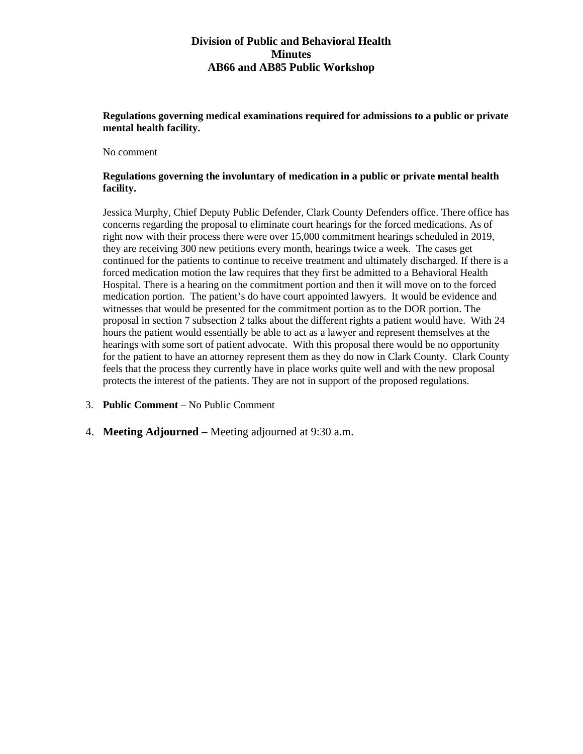**Division of Public and Behavioral Health**
**Minutes**
**AB66 and AB85 Public Workshop**

**Regulations governing medical examinations required for admissions to a public or private mental health facility.**

No comment

**Regulations governing the involuntary of medication in a public or private mental health facility.**

Jessica Murphy, Chief Deputy Public Defender, Clark County Defenders office. There office has concerns regarding the proposal to eliminate court hearings for the forced medications. As of right now with their process there were over 15,000 commitment hearings scheduled in 2019, they are receiving 300 new petitions every month, hearings twice a week. The cases get continued for the patients to continue to receive treatment and ultimately discharged. If there is a forced medication motion the law requires that they first be admitted to a Behavioral Health Hospital. There is a hearing on the commitment portion and then it will move on to the forced medication portion. The patient's do have court appointed lawyers. It would be evidence and witnesses that would be presented for the commitment portion as to the DOR portion. The proposal in section 7 subsection 2 talks about the different rights a patient would have. With 24 hours the patient would essentially be able to act as a lawyer and represent themselves at the hearings with some sort of patient advocate. With this proposal there would be no opportunity for the patient to have an attorney represent them as they do now in Clark County. Clark County feels that the process they currently have in place works quite well and with the new proposal protects the interest of the patients. They are not in support of the proposed regulations.

3. **Public Comment** – No Public Comment

4. **Meeting Adjourned –** Meeting adjourned at 9:30 a.m.